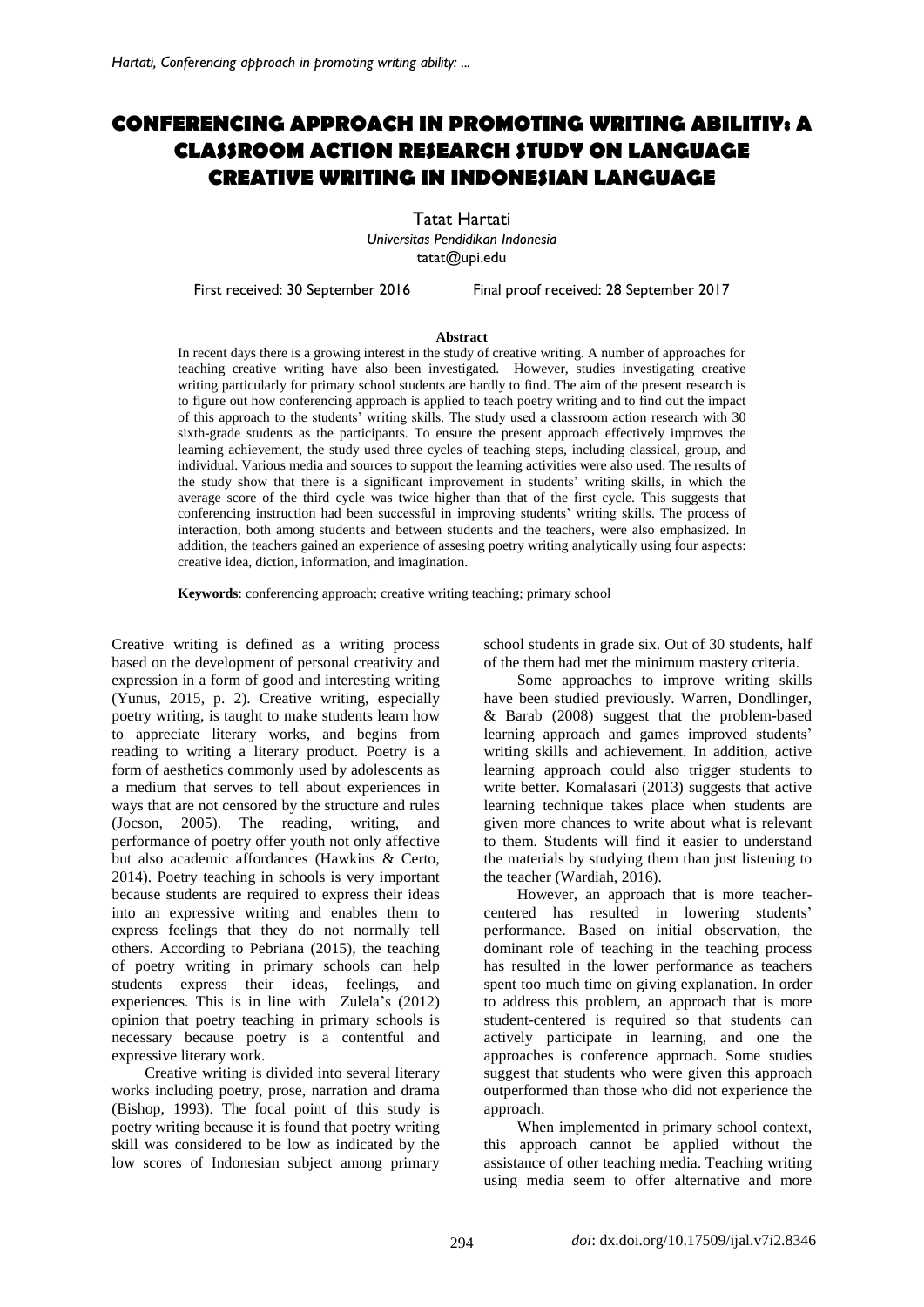# CONFERENCING APPROACH IN PROMOTING WRITING ABILITIY: A CLASSROOM ACTION RESEARCH STUDY ON LANGUAGE CREATIVE WRITING IN INDONESIAN LANGUAGE

Tatat Hartati
*Universitas Pendidikan Indonesia*
tatat@upi.edu

First received: 30 September 2016 Final proof received: 28 September 2017

**Abstract**

In recent days there is a growing interest in the study of creative writing. A number of approaches for teaching creative writing have also been investigated. However, studies investigating creative writing particularly for primary school students are hardly to find. The aim of the present research is to figure out how conferencing approach is applied to teach poetry writing and to find out the impact of this approach to the students' writing skills. The study used a classroom action research with 30 sixth-grade students as the participants. To ensure the present approach effectively improves the learning achievement, the study used three cycles of teaching steps, including classical, group, and individual. Various media and sources to support the learning activities were also used. The results of the study show that there is a significant improvement in students' writing skills, in which the average score of the third cycle was twice higher than that of the first cycle. This suggests that conferencing instruction had been successful in improving students' writing skills. The process of interaction, both among students and between students and the teachers, were also emphasized. In addition, the teachers gained an experience of assesing poetry writing analytically using four aspects: creative idea, diction, information, and imagination.

**Keywords**: conferencing approach; creative writing teaching; primary school

Creative writing is defined as a writing process based on the development of personal creativity and expression in a form of good and interesting writing (Yunus, 2015, p. 2). Creative writing, especially poetry writing, is taught to make students learn how to appreciate literary works, and begins from reading to writing a literary product. Poetry is a form of aesthetics commonly used by adolescents as a medium that serves to tell about experiences in ways that are not censored by the structure and rules (Jocson, 2005). The reading, writing, and performance of poetry offer youth not only affective but also academic affordances (Hawkins & Certo, 2014). Poetry teaching in schools is very important because students are required to express their ideas into an expressive writing and enables them to express feelings that they do not normally tell others. According to Pebriana (2015), the teaching of poetry writing in primary schools can help students express their ideas, feelings, and experiences. This is in line with Zulela's (2012) opinion that poetry teaching in primary schools is necessary because poetry is a contentful and expressive literary work.

Creative writing is divided into several literary works including poetry, prose, narration and drama (Bishop, 1993). The focal point of this study is poetry writing because it is found that poetry writing skill was considered to be low as indicated by the low scores of Indonesian subject among primary school students in grade six. Out of 30 students, half of the them had met the minimum mastery criteria.

Some approaches to improve writing skills have been studied previously. Warren, Dondlinger, & Barab (2008) suggest that the problem-based learning approach and games improved students' writing skills and achievement. In addition, active learning approach could also trigger students to write better. Komalasari (2013) suggests that active learning technique takes place when students are given more chances to write about what is relevant to them. Students will find it easier to understand the materials by studying them than just listening to the teacher (Wardiah, 2016).

However, an approach that is more teacher-centered has resulted in lowering students' performance. Based on initial observation, the dominant role of teaching in the teaching process has resulted in the lower performance as teachers spent too much time on giving explanation. In order to address this problem, an approach that is more student-centered is required so that students can actively participate in learning, and one the approaches is conference approach. Some studies suggest that students who were given this approach outperformed than those who did not experience the approach.

When implemented in primary school context, this approach cannot be applied without the assistance of other teaching media. Teaching writing using media seem to offer alternative and more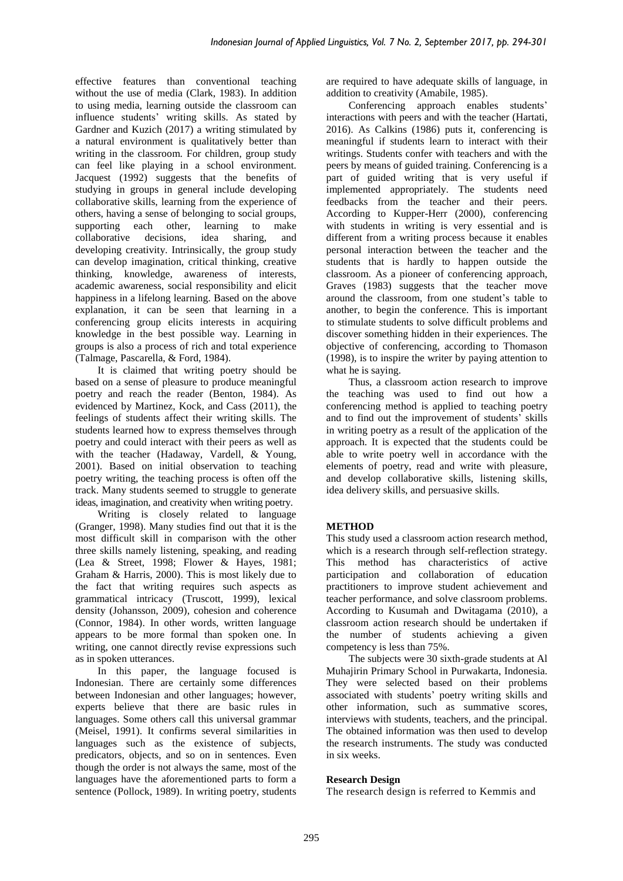effective features than conventional teaching without the use of media (Clark, 1983). In addition to using media, learning outside the classroom can influence students' writing skills. As stated by Gardner and Kuzich (2017) a writing stimulated by a natural environment is qualitatively better than writing in the classroom. For children, group study can feel like playing in a school environment. Jacquest (1992) suggests that the benefits of studying in groups in general include developing collaborative skills, learning from the experience of others, having a sense of belonging to social groups, supporting each other, learning to make collaborative decisions, idea sharing, and developing creativity. Intrinsically, the group study can develop imagination, critical thinking, creative thinking, knowledge, awareness of interests, academic awareness, social responsibility and elicit happiness in a lifelong learning. Based on the above explanation, it can be seen that learning in a conferencing group elicits interests in acquiring knowledge in the best possible way. Learning in groups is also a process of rich and total experience (Talmage, Pascarella, & Ford, 1984).

It is claimed that writing poetry should be based on a sense of pleasure to produce meaningful poetry and reach the reader (Benton, 1984). As evidenced by Martinez, Kock, and Cass (2011), the feelings of students affect their writing skills. The students learned how to express themselves through poetry and could interact with their peers as well as with the teacher (Hadaway, Vardell, & Young, 2001). Based on initial observation to teaching poetry writing, the teaching process is often off the track. Many students seemed to struggle to generate ideas, imagination, and creativity when writing poetry.

Writing is closely related to language (Granger, 1998). Many studies find out that it is the most difficult skill in comparison with the other three skills namely listening, speaking, and reading (Lea & Street, 1998; Flower & Hayes, 1981; Graham & Harris, 2000). This is most likely due to the fact that writing requires such aspects as grammatical intricacy (Truscott, 1999), lexical density (Johansson, 2009), cohesion and coherence (Connor, 1984). In other words, written language appears to be more formal than spoken one. In writing, one cannot directly revise expressions such as in spoken utterances.

In this paper, the language focused is Indonesian. There are certainly some differences between Indonesian and other languages; however, experts believe that there are basic rules in languages. Some others call this universal grammar (Meisel, 1991). It confirms several similarities in languages such as the existence of subjects, predicators, objects, and so on in sentences. Even though the order is not always the same, most of the languages have the aforementioned parts to form a sentence (Pollock, 1989). In writing poetry, students are required to have adequate skills of language, in addition to creativity (Amabile, 1985).

Conferencing approach enables students' interactions with peers and with the teacher (Hartati, 2016). As Calkins (1986) puts it, conferencing is meaningful if students learn to interact with their writings. Students confer with teachers and with the peers by means of guided training. Conferencing is a part of guided writing that is very useful if implemented appropriately. The students need feedbacks from the teacher and their peers. According to Kupper-Herr (2000), conferencing with students in writing is very essential and is different from a writing process because it enables personal interaction between the teacher and the students that is hardly to happen outside the classroom. As a pioneer of conferencing approach, Graves (1983) suggests that the teacher move around the classroom, from one student's table to another, to begin the conference. This is important to stimulate students to solve difficult problems and discover something hidden in their experiences. The objective of conferencing, according to Thomason (1998), is to inspire the writer by paying attention to what he is saying.

Thus, a classroom action research to improve the teaching was used to find out how a conferencing method is applied to teaching poetry and to find out the improvement of students' skills in writing poetry as a result of the application of the approach. It is expected that the students could be able to write poetry well in accordance with the elements of poetry, read and write with pleasure, and develop collaborative skills, listening skills, idea delivery skills, and persuasive skills.

## METHOD

This study used a classroom action research method, which is a research through self-reflection strategy. This method has characteristics of active participation and collaboration of education practitioners to improve student achievement and teacher performance, and solve classroom problems. According to Kusumah and Dwitagama (2010), a classroom action research should be undertaken if the number of students achieving a given competency is less than 75%.

The subjects were 30 sixth-grade students at Al Muhajirin Primary School in Purwakarta, Indonesia. They were selected based on their problems associated with students' poetry writing skills and other information, such as summative scores, interviews with students, teachers, and the principal. The obtained information was then used to develop the research instruments. The study was conducted in six weeks.

### Research Design

The research design is referred to Kemmis and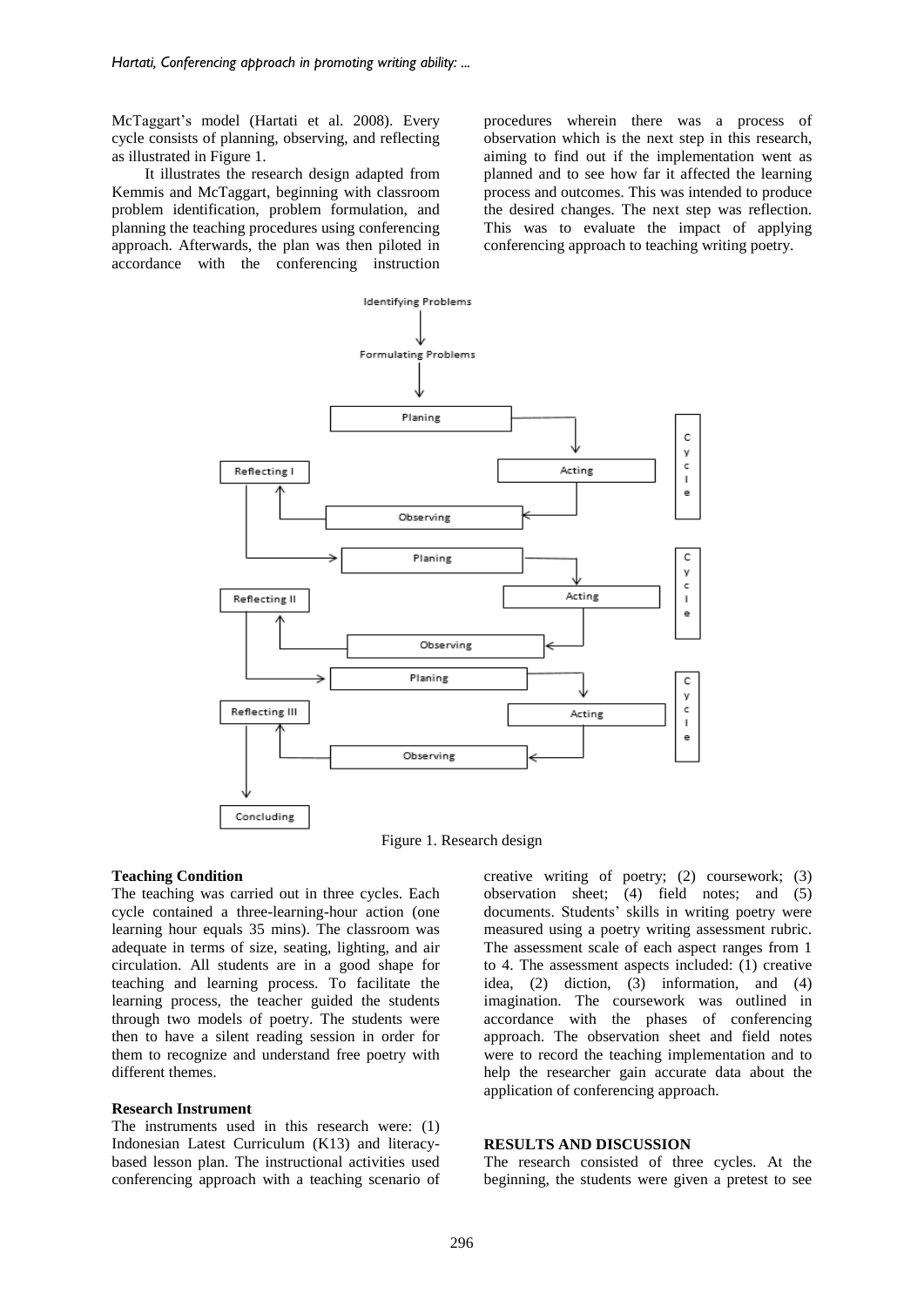McTaggart's model (Hartati et al. 2008). Every cycle consists of planning, observing, and reflecting as illustrated in Figure 1.

It illustrates the research design adapted from Kemmis and McTaggart, beginning with classroom problem identification, problem formulation, and planning the teaching procedures using conferencing approach. Afterwards, the plan was then piloted in accordance with the conferencing instruction procedures wherein there was a process of observation which is the next step in this research, aiming to find out if the implementation went as planned and to see how far it affected the learning process and outcomes. This was intended to produce the desired changes. The next step was reflection. This was to evaluate the impact of applying conferencing approach to teaching writing poetry.

Identifying Problems → Formulating Problems → Planing → Acting → Observing → Reflecting I → Planing → Acting → Observing → Reflecting II → Planing → Acting → Observing → Reflecting III → Concluding

Figure 1. Research design

**Teaching Condition**

The teaching was carried out in three cycles. Each cycle contained a three-learning-hour action (one learning hour equals 35 mins). The classroom was adequate in terms of size, seating, lighting, and air circulation. All students are in a good shape for teaching and learning process. To facilitate the learning process, the teacher guided the students through two models of poetry. The students were then to have a silent reading session in order for them to recognize and understand free poetry with different themes.

**Research Instrument**

The instruments used in this research were: (1) Indonesian Latest Curriculum (K13) and literacy-based lesson plan. The instructional activities used conferencing approach with a teaching scenario of creative writing of poetry; (2) coursework; (3) observation sheet; (4) field notes; and (5) documents. Students' skills in writing poetry were measured using a poetry writing assessment rubric. The assessment scale of each aspect ranges from 1 to 4. The assessment aspects included: (1) creative idea, (2) diction, (3) information, and (4) imagination. The coursework was outlined in accordance with the phases of conferencing approach. The observation sheet and field notes were to record the teaching implementation and to help the researcher gain accurate data about the application of conferencing approach.

**RESULTS AND DISCUSSION**

The research consisted of three cycles. At the beginning, the students were given a pretest to see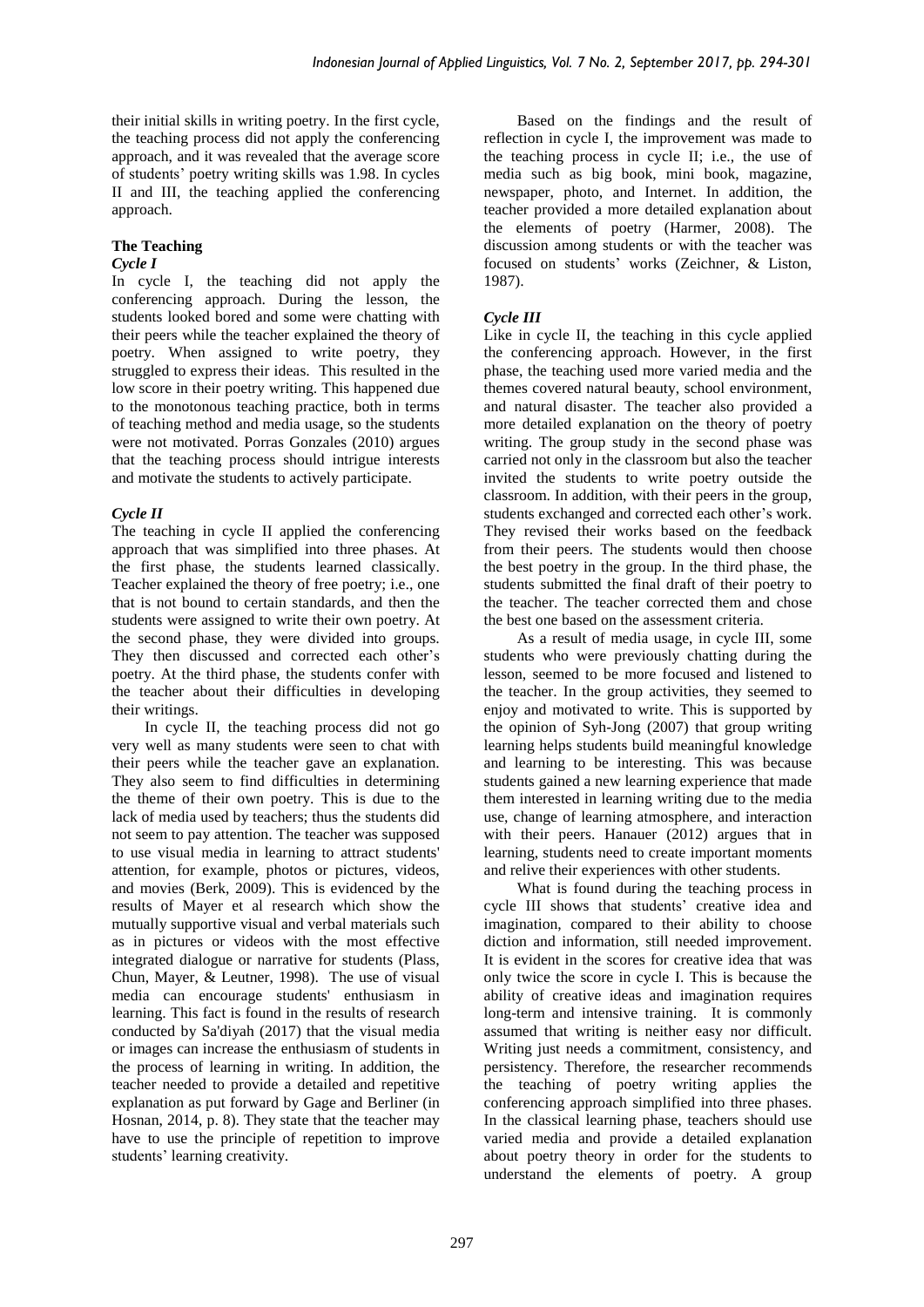their initial skills in writing poetry. In the first cycle, the teaching process did not apply the conferencing approach, and it was revealed that the average score of students' poetry writing skills was 1.98. In cycles II and III, the teaching applied the conferencing approach.

## The Teaching

### *Cycle I*

In cycle I, the teaching did not apply the conferencing approach. During the lesson, the students looked bored and some were chatting with their peers while the teacher explained the theory of poetry. When assigned to write poetry, they struggled to express their ideas. This resulted in the low score in their poetry writing. This happened due to the monotonous teaching practice, both in terms of teaching method and media usage, so the students were not motivated. Porras Gonzales (2010) argues that the teaching process should intrigue interests and motivate the students to actively participate.

### *Cycle II*

The teaching in cycle II applied the conferencing approach that was simplified into three phases. At the first phase, the students learned classically. Teacher explained the theory of free poetry; i.e., one that is not bound to certain standards, and then the students were assigned to write their own poetry. At the second phase, they were divided into groups. They then discussed and corrected each other's poetry. At the third phase, the students confer with the teacher about their difficulties in developing their writings.

In cycle II, the teaching process did not go very well as many students were seen to chat with their peers while the teacher gave an explanation. They also seem to find difficulties in determining the theme of their own poetry. This is due to the lack of media used by teachers; thus the students did not seem to pay attention. The teacher was supposed to use visual media in learning to attract students' attention, for example, photos or pictures, videos, and movies (Berk, 2009). This is evidenced by the results of Mayer et al research which show the mutually supportive visual and verbal materials such as in pictures or videos with the most effective integrated dialogue or narrative for students (Plass, Chun, Mayer, & Leutner, 1998). The use of visual media can encourage students' enthusiasm in learning. This fact is found in the results of research conducted by Sa'diyah (2017) that the visual media or images can increase the enthusiasm of students in the process of learning in writing. In addition, the teacher needed to provide a detailed and repetitive explanation as put forward by Gage and Berliner (in Hosnan, 2014, p. 8). They state that the teacher may have to use the principle of repetition to improve students' learning creativity.

Based on the findings and the result of reflection in cycle I, the improvement was made to the teaching process in cycle II; i.e., the use of media such as big book, mini book, magazine, newspaper, photo, and Internet. In addition, the teacher provided a more detailed explanation about the elements of poetry (Harmer, 2008). The discussion among students or with the teacher was focused on students' works (Zeichner, & Liston, 1987).

### *Cycle III*

Like in cycle II, the teaching in this cycle applied the conferencing approach. However, in the first phase, the teaching used more varied media and the themes covered natural beauty, school environment, and natural disaster. The teacher also provided a more detailed explanation on the theory of poetry writing. The group study in the second phase was carried not only in the classroom but also the teacher invited the students to write poetry outside the classroom. In addition, with their peers in the group, students exchanged and corrected each other's work. They revised their works based on the feedback from their peers. The students would then choose the best poetry in the group. In the third phase, the students submitted the final draft of their poetry to the teacher. The teacher corrected them and chose the best one based on the assessment criteria.

As a result of media usage, in cycle III, some students who were previously chatting during the lesson, seemed to be more focused and listened to the teacher. In the group activities, they seemed to enjoy and motivated to write. This is supported by the opinion of Syh-Jong (2007) that group writing learning helps students build meaningful knowledge and learning to be interesting. This was because students gained a new learning experience that made them interested in learning writing due to the media use, change of learning atmosphere, and interaction with their peers. Hanauer (2012) argues that in learning, students need to create important moments and relive their experiences with other students.

What is found during the teaching process in cycle III shows that students' creative idea and imagination, compared to their ability to choose diction and information, still needed improvement. It is evident in the scores for creative idea that was only twice the score in cycle I. This is because the ability of creative ideas and imagination requires long-term and intensive training. It is commonly assumed that writing is neither easy nor difficult. Writing just needs a commitment, consistency, and persistency. Therefore, the researcher recommends the teaching of poetry writing applies the conferencing approach simplified into three phases. In the classical learning phase, teachers should use varied media and provide a detailed explanation about poetry theory in order for the students to understand the elements of poetry. A group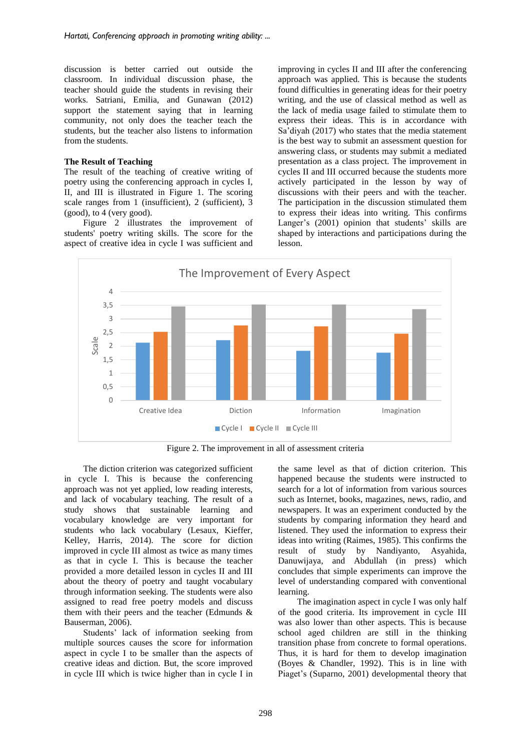discussion is better carried out outside the classroom. In individual discussion phase, the teacher should guide the students in revising their works. Satriani, Emilia, and Gunawan (2012) support the statement saying that in learning community, not only does the teacher teach the students, but the teacher also listens to information from the students.

**The Result of Teaching**

The result of the teaching of creative writing of poetry using the conferencing approach in cycles I, II, and III is illustrated in Figure 1. The scoring scale ranges from 1 (insufficient), 2 (sufficient), 3 (good), to 4 (very good).

Figure 2 illustrates the improvement of students' poetry writing skills. The score for the aspect of creative idea in cycle I was sufficient and improving in cycles II and III after the conferencing approach was applied. This is because the students found difficulties in generating ideas for their poetry writing, and the use of classical method as well as the lack of media usage failed to stimulate them to express their ideas. This is in accordance with Sa'diyah (2017) who states that the media statement is the best way to submit an assessment question for answering class, or students may submit a mediated presentation as a class project. The improvement in cycles II and III occurred because the students more actively participated in the lesson by way of discussions with their peers and with the teacher. The participation in the discussion stimulated them to express their ideas into writing. This confirms Langer's (2001) opinion that students' skills are shaped by interactions and participations during the lesson.

Figure 2. The improvement in all of assessment criteria

The diction criterion was categorized sufficient in cycle I. This is because the conferencing approach was not yet applied, low reading interests, and lack of vocabulary teaching. The result of a study shows that sustainable learning and vocabulary knowledge are very important for students who lack vocabulary (Lesaux, Kieffer, Kelley, Harris, 2014). The score for diction improved in cycle III almost as twice as many times as that in cycle I. This is because the teacher provided a more detailed lesson in cycles II and III about the theory of poetry and taught vocabulary through information seeking. The students were also assigned to read free poetry models and discuss them with their peers and the teacher (Edmunds & Bauserman, 2006).

Students' lack of information seeking from multiple sources causes the score for information aspect in cycle I to be smaller than the aspects of creative ideas and diction. But, the score improved in cycle III which is twice higher than in cycle I in the same level as that of diction criterion. This happened because the students were instructed to search for a lot of information from various sources such as Internet, books, magazines, news, radio, and newspapers. It was an experiment conducted by the students by comparing information they heard and listened. They used the information to express their ideas into writing (Raimes, 1985). This confirms the result of study by Nandiyanto, Asyahida, Danuwijaya, and Abdullah (in press) which concludes that simple experiments can improve the level of understanding compared with conventional learning.

The imagination aspect in cycle I was only half of the good criteria. Its improvement in cycle III was also lower than other aspects. This is because school aged children are still in the thinking transition phase from concrete to formal operations. Thus, it is hard for them to develop imagination (Boyes & Chandler, 1992). This is in line with Piaget's (Suparno, 2001) developmental theory that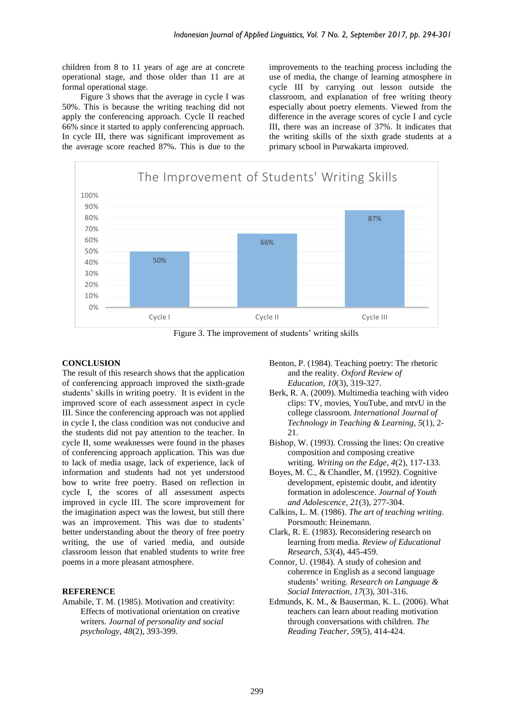children from 8 to 11 years of age are at concrete operational stage, and those older than 11 are at formal operational stage.

Figure 3 shows that the average in cycle I was 50%. This is because the writing teaching did not apply the conferencing approach. Cycle II reached 66% since it started to apply conferencing approach. In cycle III, there was significant improvement as the average score reached 87%. This is due to the improvements to the teaching process including the use of media, the change of learning atmosphere in cycle III by carrying out lesson outside the classroom, and explanation of free writing theory especially about poetry elements. Viewed from the difference in the average scores of cycle I and cycle III, there was an increase of 37%. It indicates that the writing skills of the sixth grade students at a primary school in Purwakarta improved.

Figure 3. The improvement of students' writing skills

## CONCLUSION

The result of this research shows that the application of conferencing approach improved the sixth-grade students' skills in writing poetry. It is evident in the improved score of each assessment aspect in cycle III. Since the conferencing approach was not applied in cycle I, the class condition was not conducive and the students did not pay attention to the teacher. In cycle II, some weaknesses were found in the phases of conferencing approach application. This was due to lack of media usage, lack of experience, lack of information and students had not yet understood how to write free poetry. Based on reflection in cycle I, the scores of all assessment aspects improved in cycle III. The score improvement for the imagination aspect was the lowest, but still there was an improvement. This was due to students' better understanding about the theory of free poetry writing, the use of varied media, and outside classroom lesson that enabled students to write free poems in a more pleasant atmosphere.

## REFERENCE

Amabile, T. M. (1985). Motivation and creativity: Effects of motivational orientation on creative writers. *Journal of personality and social psychology*, *48*(2), 393-399.

Benton, P. (1984). Teaching poetry: The rhetoric and the reality. *Oxford Review of Education*, *10*(3), 319-327.

Berk, R. A. (2009). Multimedia teaching with video clips: TV, movies, YouTube, and mtvU in the college classroom. *International Journal of Technology in Teaching & Learning*, *5*(1), 2-21.

Bishop, W. (1993). Crossing the lines: On creative composition and composing creative writing. *Writing on the Edge*, *4*(2), 117-133.

Boyes, M. C., & Chandler, M. (1992). Cognitive development, epistemic doubt, and identity formation in adolescence. *Journal of Youth and Adolescence*, *21*(3), 277-304.

Calkins, L. M. (1986). *The art of teaching writing*. Porsmouth: Heinemann.

Clark, R. E. (1983). Reconsidering research on learning from media. *Review of Educational Research*, *53*(4), 445-459.

Connor, U. (1984). A study of cohesion and coherence in English as a second language students' writing. *Research on Language & Social Interaction*, *17*(3), 301-316.

Edmunds, K. M., & Bauserman, K. L. (2006). What teachers can learn about reading motivation through conversations with children. *The Reading Teacher*, *59*(5), 414-424.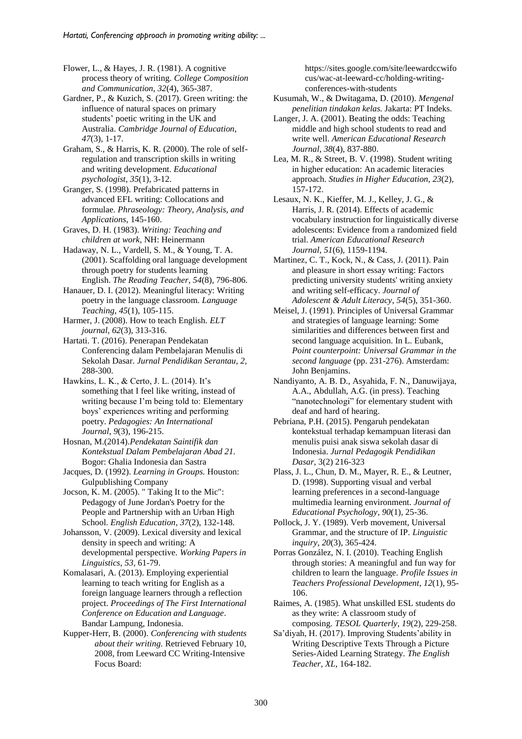Flower, L., & Hayes, J. R. (1981). A cognitive process theory of writing. *College Composition and Communication*, *32*(4), 365-387.

Gardner, P., & Kuzich, S. (2017). Green writing: the influence of natural spaces on primary students' poetic writing in the UK and Australia. *Cambridge Journal of Education*, *47*(3), 1-17.

Graham, S., & Harris, K. R. (2000). The role of self-regulation and transcription skills in writing and writing development. *Educational psychologist*, *35*(1), 3-12.

Granger, S. (1998). Prefabricated patterns in advanced EFL writing: Collocations and formulae. *Phraseology: Theory, Analysis, and Applications*, 145-160.

Graves, D. H. (1983). *Writing: Teaching and children at work*, NH: Heinermann

Hadaway, N. L., Vardell, S. M., & Young, T. A. (2001). Scaffolding oral language development through poetry for students learning English. *The Reading Teacher*, *54*(8), 796-806.

Hanauer, D. I. (2012). Meaningful literacy: Writing poetry in the language classroom. *Language Teaching*, *45*(1), 105-115.

Harmer, J. (2008). How to teach English. *ELT journal*, *62*(3), 313-316.

Hartati. T. (2016). Penerapan Pendekatan Conferencing dalam Pembelajaran Menulis di Sekolah Dasar. *Jurnal Pendidikan Serantau, 2*, 288-300.

Hawkins, L. K., & Certo, J. L. (2014). It's something that I feel like writing, instead of writing because I'm being told to: Elementary boys' experiences writing and performing poetry. *Pedagogies: An International Journal*, *9*(3), 196-215.

Hosnan, M.(2014).*Pendekatan Saintifik dan Kontekstual Dalam Pembelajaran Abad 21*. Bogor: Ghalia Indonesia dan Sastra

Jacques, D. (1992). *Learning in Groups.* Houston: Gulpublishing Company

Jocson, K. M. (2005). " Taking It to the Mic": Pedagogy of June Jordan's Poetry for the People and Partnership with an Urban High School. *English Education*, *37*(2), 132-148.

Johansson, V. (2009). Lexical diversity and lexical density in speech and writing: A developmental perspective. *Working Papers in Linguistics*, *53*, 61-79.

Komalasari, A. (2013). Employing experiential learning to teach writing for English as a foreign language learners through a reflection project. *Proceedings of The First International Conference on Education and Language*. Bandar Lampung, Indonesia.

Kupper-Herr, B. (2000). *Conferencing with students about their writing.* Retrieved February 10, 2008, from Leeward CC Writing-Intensive Focus Board: https://sites.google.com/site/leewardccwifocus/wac-at-leeward-cc/holding-writing-conferences-with-students

Kusumah, W., & Dwitagama, D. (2010). *Mengenal penelitian tindakan kelas.* Jakarta: PT Indeks.

Langer, J. A. (2001). Beating the odds: Teaching middle and high school students to read and write well. *American Educational Research Journal*, *38*(4), 837-880.

Lea, M. R., & Street, B. V. (1998). Student writing in higher education: An academic literacies approach. *Studies in Higher Education*, *23*(2), 157-172.

Lesaux, N. K., Kieffer, M. J., Kelley, J. G., & Harris, J. R. (2014). Effects of academic vocabulary instruction for linguistically diverse adolescents: Evidence from a randomized field trial. *American Educational Research Journal*, *51*(6), 1159-1194.

Martinez, C. T., Kock, N., & Cass, J. (2011). Pain and pleasure in short essay writing: Factors predicting university students' writing anxiety and writing self-efficacy. *Journal of Adolescent & Adult Literacy*, *54*(5), 351-360.

Meisel, J. (1991). Principles of Universal Grammar and strategies of language learning: Some similarities and differences between first and second language acquisition. In L. Eubank, *Point counterpoint: Universal Grammar in the second language* (pp. 231-276). Amsterdam: John Benjamins.

Nandiyanto, A. B. D., Asyahida, F. N., Danuwijaya, A.A., Abdullah, A.G. (in press). Teaching "nanotechnologi" for elementary student with deaf and hard of hearing.

Pebriana, P.H. (2015). Pengaruh pendekatan kontekstual terhadap kemampuan literasi dan menulis puisi anak siswa sekolah dasar di Indonesia. *Jurnal Pedagogik Pendidikan Dasar*, 3(2) 216-323

Plass, J. L., Chun, D. M., Mayer, R. E., & Leutner, D. (1998). Supporting visual and verbal learning preferences in a second-language multimedia learning environment. *Journal of Educational Psychology*, *90*(1), 25-36.

Pollock, J. Y. (1989). Verb movement, Universal Grammar, and the structure of IP. *Linguistic inquiry*, *20*(3), 365-424.

Porras González, N. I. (2010). Teaching English through stories: A meaningful and fun way for children to learn the language. *Profile Issues in Teachers Professional Development*, *12*(1), 95-106.

Raimes, A. (1985). What unskilled ESL students do as they write: A classroom study of composing. *TESOL Quarterly*, *19*(2), 229-258.

Sa'diyah, H. (2017). Improving Students'ability in Writing Descriptive Texts Through a Picture Series-Aided Learning Strategy. *The English Teacher*, *XL*, 164-182.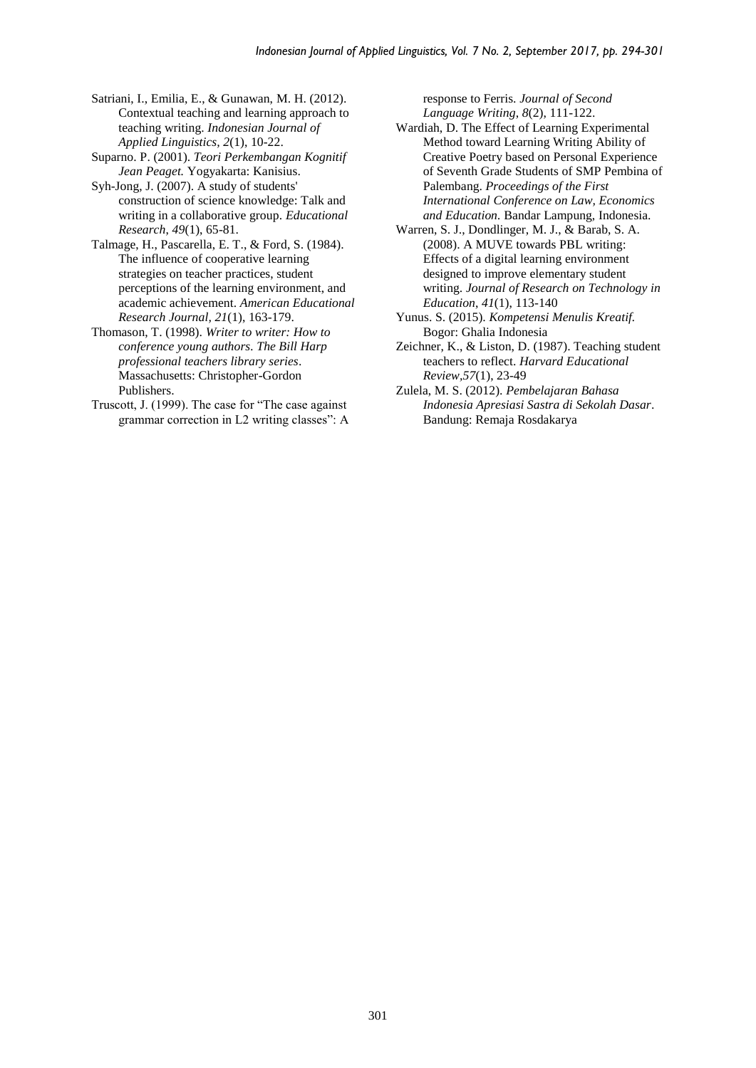Satriani, I., Emilia, E., & Gunawan, M. H. (2012). Contextual teaching and learning approach to teaching writing. *Indonesian Journal of Applied Linguistics, 2*(1), 10-22.

Suparno. P. (2001). *Teori Perkembangan Kognitif Jean Peaget.* Yogyakarta: Kanisius.

Syh-Jong, J. (2007). A study of students' construction of science knowledge: Talk and writing in a collaborative group. *Educational Research, 49*(1), 65-81.

Talmage, H., Pascarella, E. T., & Ford, S. (1984). The influence of cooperative learning strategies on teacher practices, student perceptions of the learning environment, and academic achievement. *American Educational Research Journal, 21*(1), 163-179.

Thomason, T. (1998). *Writer to writer: How to conference young authors. The Bill Harp professional teachers library series*. Massachusetts: Christopher-Gordon Publishers.

Truscott, J. (1999). The case for "The case against grammar correction in L2 writing classes": A response to Ferris. *Journal of Second Language Writing, 8*(2), 111-122.

Wardiah, D. The Effect of Learning Experimental Method toward Learning Writing Ability of Creative Poetry based on Personal Experience of Seventh Grade Students of SMP Pembina of Palembang. *Proceedings of the First International Conference on Law, Economics and Education.* Bandar Lampung, Indonesia.

Warren, S. J., Dondlinger, M. J., & Barab, S. A. (2008). A MUVE towards PBL writing: Effects of a digital learning environment designed to improve elementary student writing. *Journal of Research on Technology in Education*, *41*(1), 113-140

Yunus. S. (2015). *Kompetensi Menulis Kreatif.* Bogor: Ghalia Indonesia

Zeichner, K., & Liston, D. (1987). Teaching student teachers to reflect. *Harvard Educational Review,57*(1), 23-49

Zulela, M. S. (2012). *Pembelajaran Bahasa Indonesia Apresiasi Sastra di Sekolah Dasar*. Bandung: Remaja Rosdakarya